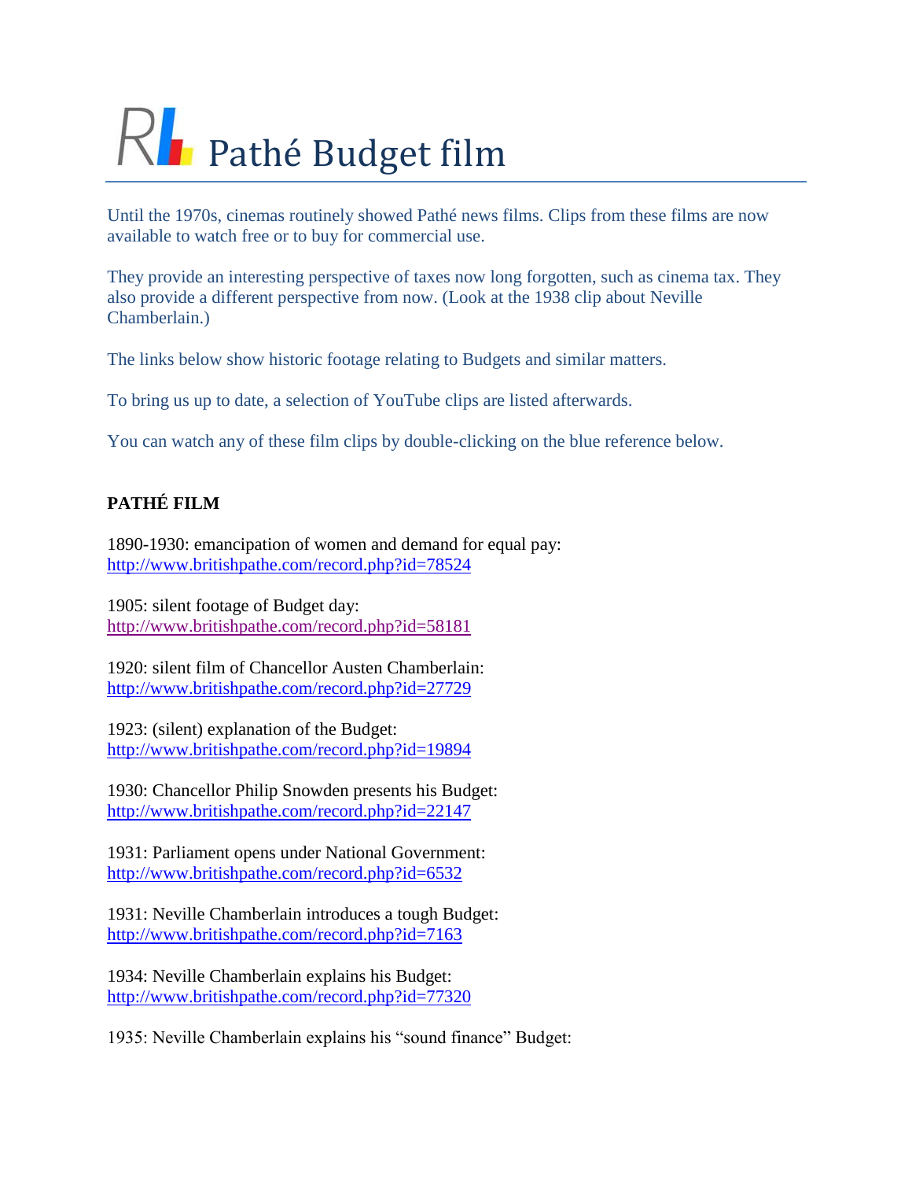# Pathé Budget film

Until the 1970s, cinemas routinely showed Pathé news films. Clips from these films are now available to watch free or to buy for commercial use.

They provide an interesting perspective of taxes now long forgotten, such as cinema tax. They also provide a different perspective from now. (Look at the 1938 clip about Neville Chamberlain.)

The links below show historic footage relating to Budgets and similar matters.

To bring us up to date, a selection of YouTube clips are listed afterwards.

You can watch any of these film clips by double-clicking on the blue reference below.

**PATHÉ FILM**

1890-1930: emancipation of women and demand for equal pay:
http://www.britishpathe.com/record.php?id=78524

1905: silent footage of Budget day:
http://www.britishpathe.com/record.php?id=58181

1920: silent film of Chancellor Austen Chamberlain:
http://www.britishpathe.com/record.php?id=27729

1923: (silent) explanation of the Budget:
http://www.britishpathe.com/record.php?id=19894

1930: Chancellor Philip Snowden presents his Budget:
http://www.britishpathe.com/record.php?id=22147

1931: Parliament opens under National Government:
http://www.britishpathe.com/record.php?id=6532

1931: Neville Chamberlain introduces a tough Budget:
http://www.britishpathe.com/record.php?id=7163

1934: Neville Chamberlain explains his Budget:
http://www.britishpathe.com/record.php?id=77320

1935: Neville Chamberlain explains his "sound finance" Budget: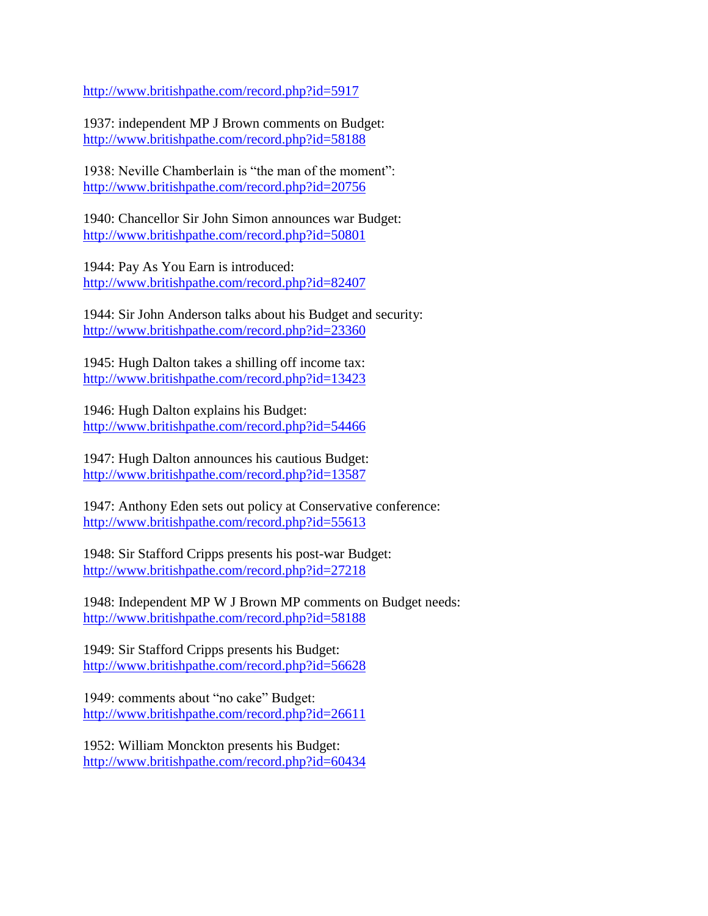http://www.britishpathe.com/record.php?id=5917

1937: independent MP J Brown comments on Budget:
http://www.britishpathe.com/record.php?id=58188

1938: Neville Chamberlain is "the man of the moment":
http://www.britishpathe.com/record.php?id=20756

1940: Chancellor Sir John Simon announces war Budget:
http://www.britishpathe.com/record.php?id=50801

1944: Pay As You Earn is introduced:
http://www.britishpathe.com/record.php?id=82407

1944: Sir John Anderson talks about his Budget and security:
http://www.britishpathe.com/record.php?id=23360

1945: Hugh Dalton takes a shilling off income tax:
http://www.britishpathe.com/record.php?id=13423

1946: Hugh Dalton explains his Budget:
http://www.britishpathe.com/record.php?id=54466

1947: Hugh Dalton announces his cautious Budget:
http://www.britishpathe.com/record.php?id=13587

1947: Anthony Eden sets out policy at Conservative conference:
http://www.britishpathe.com/record.php?id=55613

1948: Sir Stafford Cripps presents his post-war Budget:
http://www.britishpathe.com/record.php?id=27218

1948: Independent MP W J Brown MP comments on Budget needs:
http://www.britishpathe.com/record.php?id=58188

1949: Sir Stafford Cripps presents his Budget:
http://www.britishpathe.com/record.php?id=56628

1949: comments about "no cake" Budget:
http://www.britishpathe.com/record.php?id=26611

1952: William Monckton presents his Budget:
http://www.britishpathe.com/record.php?id=60434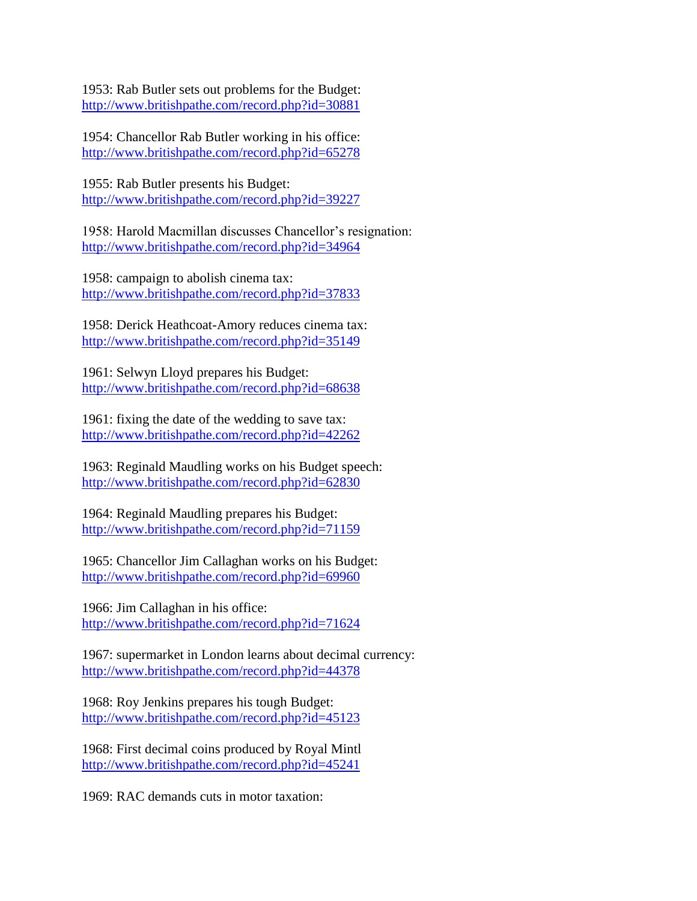1953: Rab Butler sets out problems for the Budget:
http://www.britishpathe.com/record.php?id=30881

1954: Chancellor Rab Butler working in his office:
http://www.britishpathe.com/record.php?id=65278

1955: Rab Butler presents his Budget:
http://www.britishpathe.com/record.php?id=39227

1958: Harold Macmillan discusses Chancellor's resignation:
http://www.britishpathe.com/record.php?id=34964

1958: campaign to abolish cinema tax:
http://www.britishpathe.com/record.php?id=37833

1958: Derick Heathcoat-Amory reduces cinema tax:
http://www.britishpathe.com/record.php?id=35149

1961: Selwyn Lloyd prepares his Budget:
http://www.britishpathe.com/record.php?id=68638

1961: fixing the date of the wedding to save tax:
http://www.britishpathe.com/record.php?id=42262

1963: Reginald Maudling works on his Budget speech:
http://www.britishpathe.com/record.php?id=62830

1964: Reginald Maudling prepares his Budget:
http://www.britishpathe.com/record.php?id=71159

1965: Chancellor Jim Callaghan works on his Budget:
http://www.britishpathe.com/record.php?id=69960

1966: Jim Callaghan in his office:
http://www.britishpathe.com/record.php?id=71624

1967: supermarket in London learns about decimal currency:
http://www.britishpathe.com/record.php?id=44378

1968: Roy Jenkins prepares his tough Budget:
http://www.britishpathe.com/record.php?id=45123

1968: First decimal coins produced by Royal Mintl
http://www.britishpathe.com/record.php?id=45241

1969: RAC demands cuts in motor taxation: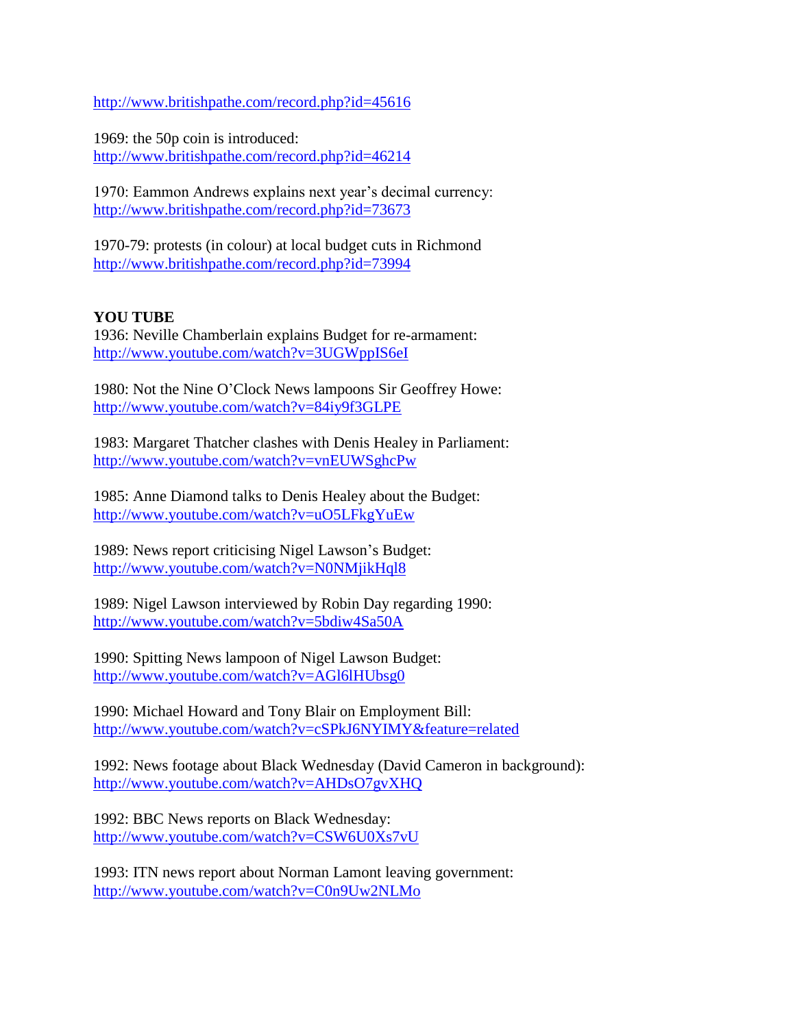http://www.britishpathe.com/record.php?id=45616

1969: the 50p coin is introduced:
http://www.britishpathe.com/record.php?id=46214

1970: Eammon Andrews explains next year's decimal currency:
http://www.britishpathe.com/record.php?id=73673

1970-79: protests (in colour) at local budget cuts in Richmond
http://www.britishpathe.com/record.php?id=73994

**YOU TUBE**

1936: Neville Chamberlain explains Budget for re-armament:
http://www.youtube.com/watch?v=3UGWppIS6eI

1980: Not the Nine O'Clock News lampoons Sir Geoffrey Howe:
http://www.youtube.com/watch?v=84iy9f3GLPE

1983: Margaret Thatcher clashes with Denis Healey in Parliament:
http://www.youtube.com/watch?v=vnEUWSghcPw

1985: Anne Diamond talks to Denis Healey about the Budget:
http://www.youtube.com/watch?v=uO5LFkgYuEw

1989: News report criticising Nigel Lawson's Budget:
http://www.youtube.com/watch?v=N0NMjikHql8

1989: Nigel Lawson interviewed by Robin Day regarding 1990:
http://www.youtube.com/watch?v=5bdiw4Sa50A

1990: Spitting News lampoon of Nigel Lawson Budget:
http://www.youtube.com/watch?v=AGl6lHUbsg0

1990: Michael Howard and Tony Blair on Employment Bill:
http://www.youtube.com/watch?v=cSPkJ6NYIMY&feature=related

1992: News footage about Black Wednesday (David Cameron in background):
http://www.youtube.com/watch?v=AHDsO7gvXHQ

1992: BBC News reports on Black Wednesday:
http://www.youtube.com/watch?v=CSW6U0Xs7vU

1993: ITN news report about Norman Lamont leaving government:
http://www.youtube.com/watch?v=C0n9Uw2NLMo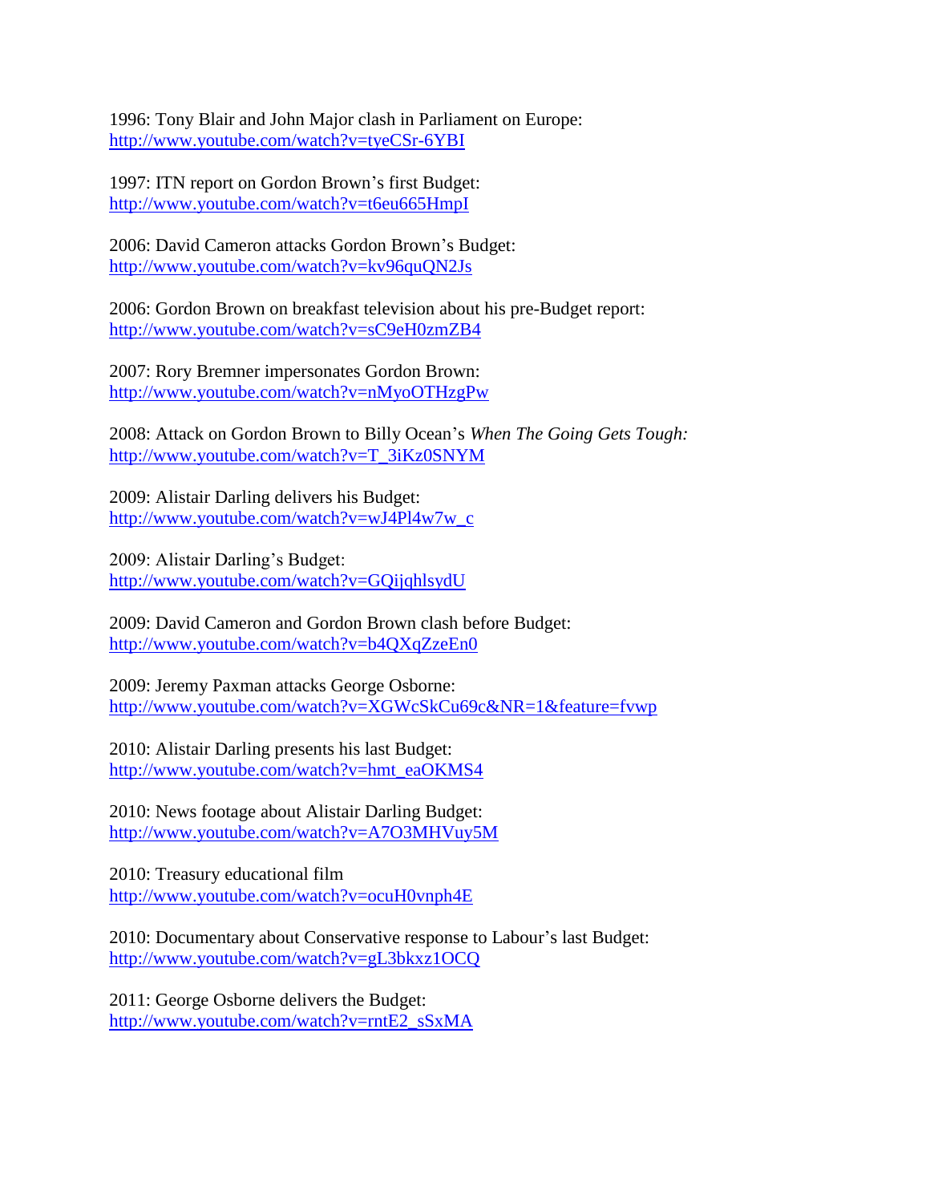1996: Tony Blair and John Major clash in Parliament on Europe:
http://www.youtube.com/watch?v=tyeCSr-6YBI

1997: ITN report on Gordon Brown's first Budget:
http://www.youtube.com/watch?v=t6eu665HmpI

2006: David Cameron attacks Gordon Brown's Budget:
http://www.youtube.com/watch?v=kv96quQN2Js

2006: Gordon Brown on breakfast television about his pre-Budget report:
http://www.youtube.com/watch?v=sC9eH0zmZB4

2007: Rory Bremner impersonates Gordon Brown:
http://www.youtube.com/watch?v=nMyoOTHzgPw

2008: Attack on Gordon Brown to Billy Ocean's *When The Going Gets Tough:*
http://www.youtube.com/watch?v=T_3iKz0SNYM

2009: Alistair Darling delivers his Budget:
http://www.youtube.com/watch?v=wJ4Pl4w7w_c

2009: Alistair Darling's Budget:
http://www.youtube.com/watch?v=GQijqhlsydU

2009: David Cameron and Gordon Brown clash before Budget:
http://www.youtube.com/watch?v=b4QXqZzeEn0

2009: Jeremy Paxman attacks George Osborne:
http://www.youtube.com/watch?v=XGWcSkCu69c&NR=1&feature=fvwp

2010: Alistair Darling presents his last Budget:
http://www.youtube.com/watch?v=hmt_eaOKMS4

2010: News footage about Alistair Darling Budget:
http://www.youtube.com/watch?v=A7O3MHVuy5M

2010: Treasury educational film
http://www.youtube.com/watch?v=ocuH0vnph4E

2010: Documentary about Conservative response to Labour's last Budget:
http://www.youtube.com/watch?v=gL3bkxz1OCQ

2011: George Osborne delivers the Budget:
http://www.youtube.com/watch?v=rntE2_sSxMA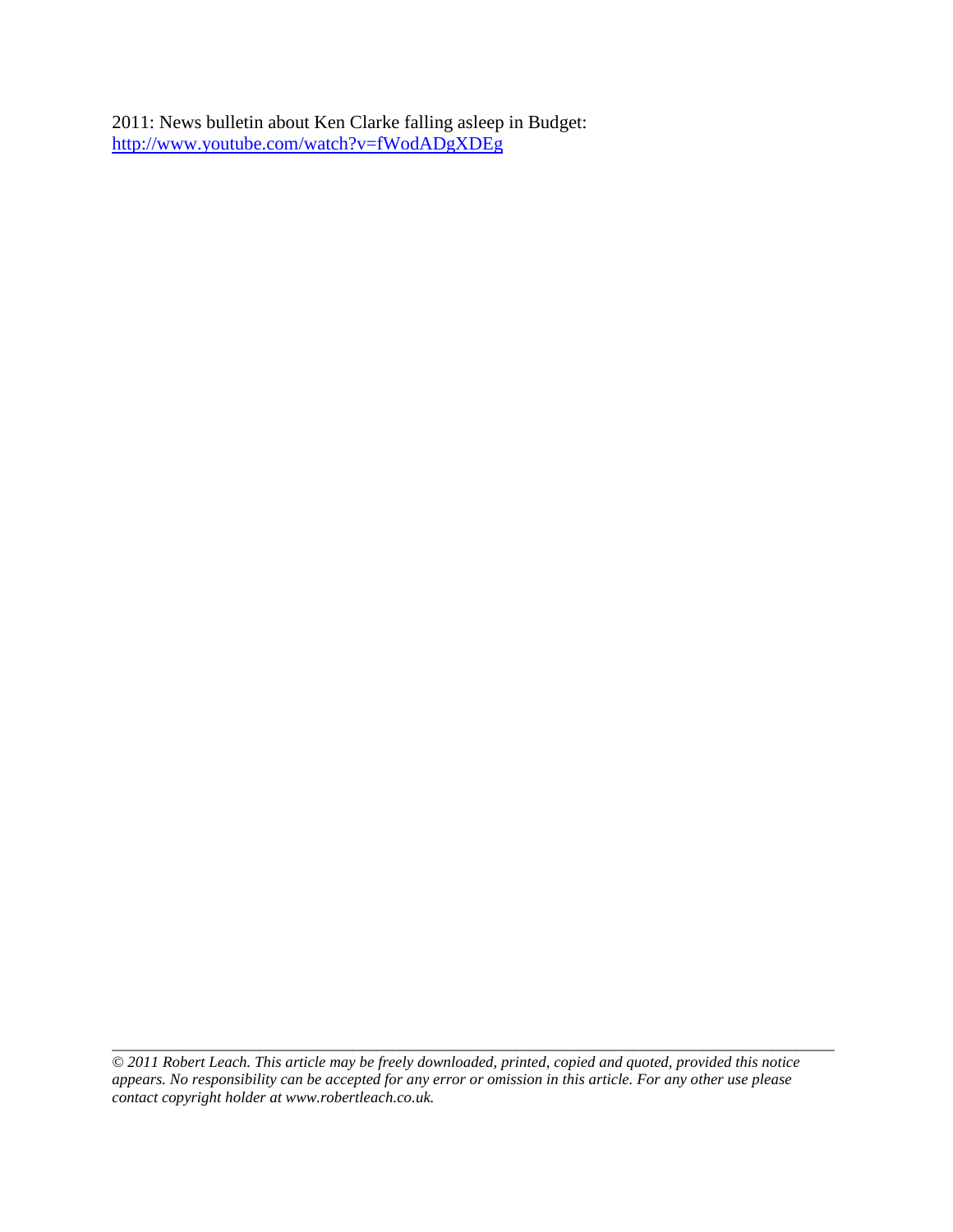2011: News bulletin about Ken Clarke falling asleep in Budget: http://www.youtube.com/watch?v=fWodADgXDEg

*© 2011 Robert Leach. This article may be freely downloaded, printed, copied and quoted, provided this notice appears. No responsibility can be accepted for any error or omission in this article. For any other use please contact copyright holder at www.robertleach.co.uk.*